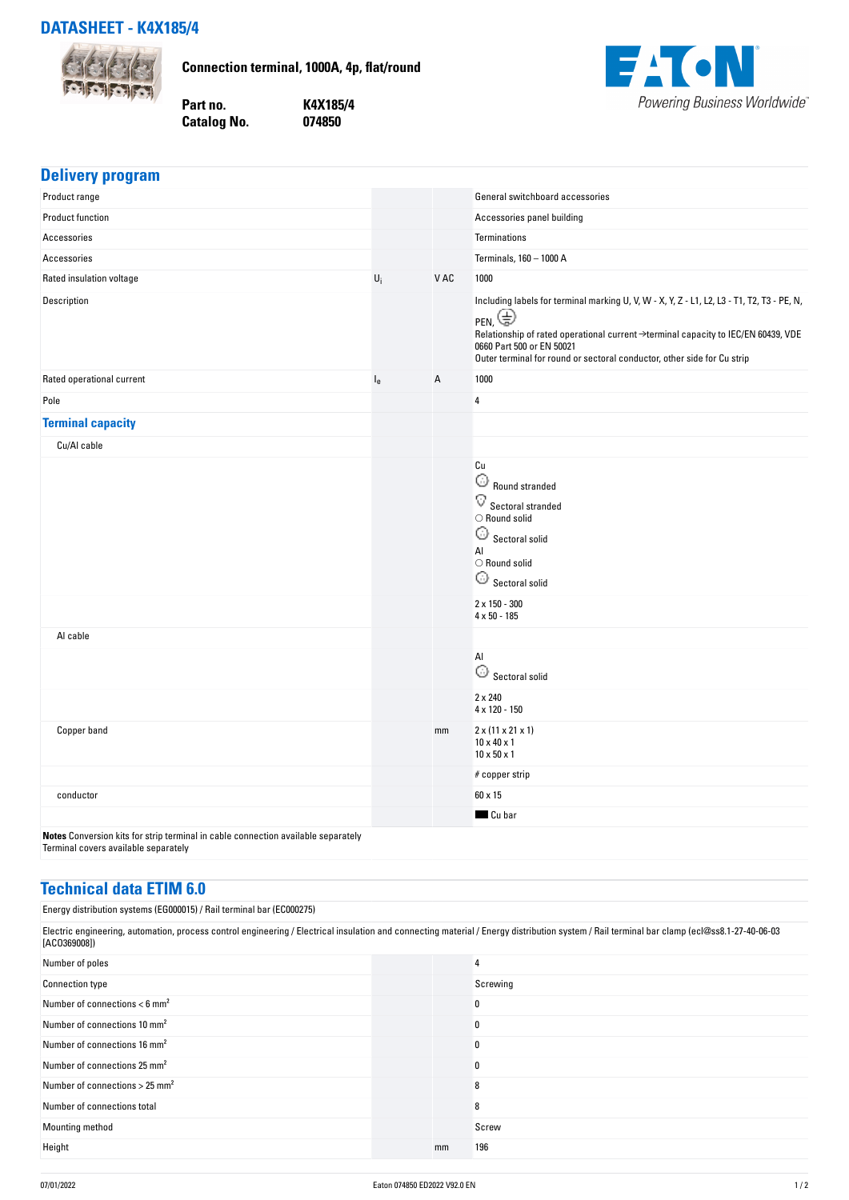## DATASHEET - K4X185/4

**Connection terminal, 1000A, 4p, flat/round**

| | |
|---|---|
| **Part no.** | **K4X185/4** |
| **Catalog No.** | **074850** |

Powering Business Worldwide

## Delivery program

| | | | |
|---|---|---|---|
| Product range | | | General switchboard accessories |
| Product function | | | Accessories panel building |
| Accessories | | | Terminations |
| Accessories | | | Terminals, 160 – 1000 A |
| Rated insulation voltage | $U_i$ | V AC | 1000 |
| Description | | | Including labels for terminal marking U, V, W - X, Y, Z - L1, L2, L3 - T1, T2, T3 - PE, N, PEN, ⏚<br>Relationship of rated operational current →terminal capacity to IEC/EN 60439, VDE 0660 Part 500 or EN 50021<br>Outer terminal for round or sectoral conductor, other side for Cu strip |
| Rated operational current | $I_e$ | A | 1000 |
| Pole | | | 4 |
| **Terminal capacity** | | | |
| Cu/Al cable | | | |
| | | | Cu<br>Round stranded<br>Sectoral stranded<br>Round solid<br>Sectoral solid<br>Al<br>Round solid<br>Sectoral solid |
| | | | 2 x 150 - 300<br>4 x 50 - 185 |
| Al cable | | | |
| | | | Al<br>Sectoral solid |
| | | | 2 x 240<br>4 x 120 - 150 |
| Copper band | | mm | 2 x (11 x 21 x 1)<br>10 x 40 x 1<br>10 x 50 x 1 |
| | | | # copper strip |
| conductor | | | 60 x 15 |
| | | | Cu bar |

**Notes** Conversion kits for strip terminal in cable connection available separately
Terminal covers available separately

## Technical data ETIM 6.0

Energy distribution systems (EG000015) / Rail terminal bar (EC000275)

Electric engineering, automation, process control engineering / Electrical insulation and connecting material / Energy distribution system / Rail terminal bar clamp (ecl@ss8.1-27-40-06-03 [ACO369008])

| | | | |
|---|---|---|---|
| Number of poles | | | 4 |
| Connection type | | | Screwing |
| Number of connections < 6 $mm^2$ | | | 0 |
| Number of connections 10 $mm^2$ | | | 0 |
| Number of connections 16 $mm^2$ | | | 0 |
| Number of connections 25 $mm^2$ | | | 0 |
| Number of connections > 25 $mm^2$ | | | 8 |
| Number of connections total | | | 8 |
| Mounting method | | | Screw |
| Height | | mm | 196 |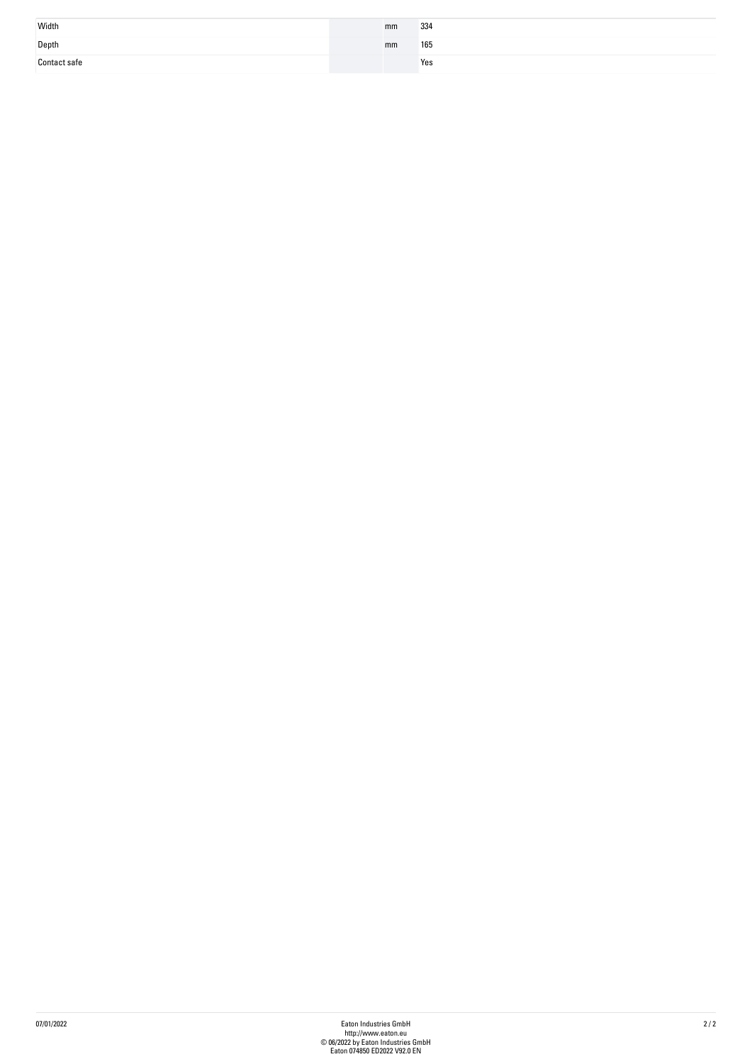| | | |
|---|---|---|
| Width | mm | 334 |
| Depth | mm | 165 |
| Contact safe | | Yes |